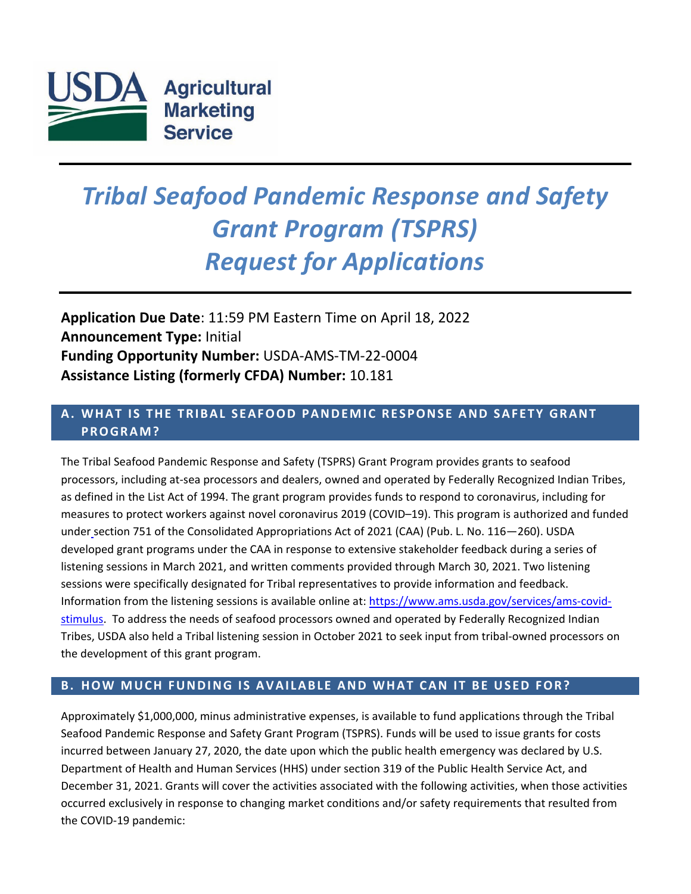USDA Agricultural Marketing Service

# *Tribal Seafood Pandemic Response and Safety Grant Program (TSPRS) Request for Applications*

**Application Due Date**: 11:59 PM Eastern Time on April 18, 2022
**Announcement Type:** Initial
**Funding Opportunity Number:** USDA-AMS-TM-22-0004
**Assistance Listing (formerly CFDA) Number:** 10.181

## A. WHAT IS THE TRIBAL SEAFOOD PANDEMIC RESPONSE AND SAFETY GRANT PROGRAM?

The Tribal Seafood Pandemic Response and Safety (TSPRS) Grant Program provides grants to seafood processors, including at-sea processors and dealers, owned and operated by Federally Recognized Indian Tribes, as defined in the List Act of 1994. The grant program provides funds to respond to coronavirus, including for measures to protect workers against novel coronavirus 2019 (COVID–19). This program is authorized and funded under section 751 of the Consolidated Appropriations Act of 2021 (CAA) (Pub. L. No. 116—260). USDA developed grant programs under the CAA in response to extensive stakeholder feedback during a series of listening sessions in March 2021, and written comments provided through March 30, 2021. Two listening sessions were specifically designated for Tribal representatives to provide information and feedback. Information from the listening sessions is available online at: [https://www.ams.usda.gov/services/ams-covid-stimulus](https://www.ams.usda.gov/services/ams-covid-stimulus). To address the needs of seafood processors owned and operated by Federally Recognized Indian Tribes, USDA also held a Tribal listening session in October 2021 to seek input from tribal-owned processors on the development of this grant program.

## B. HOW MUCH FUNDING IS AVAILABLE AND WHAT CAN IT BE USED FOR?

Approximately $1,000,000, minus administrative expenses, is available to fund applications through the Tribal Seafood Pandemic Response and Safety Grant Program (TSPRS). Funds will be used to issue grants for costs incurred between January 27, 2020, the date upon which the public health emergency was declared by U.S. Department of Health and Human Services (HHS) under section 319 of the Public Health Service Act, and December 31, 2021. Grants will cover the activities associated with the following activities, when those activities occurred exclusively in response to changing market conditions and/or safety requirements that resulted from the COVID-19 pandemic: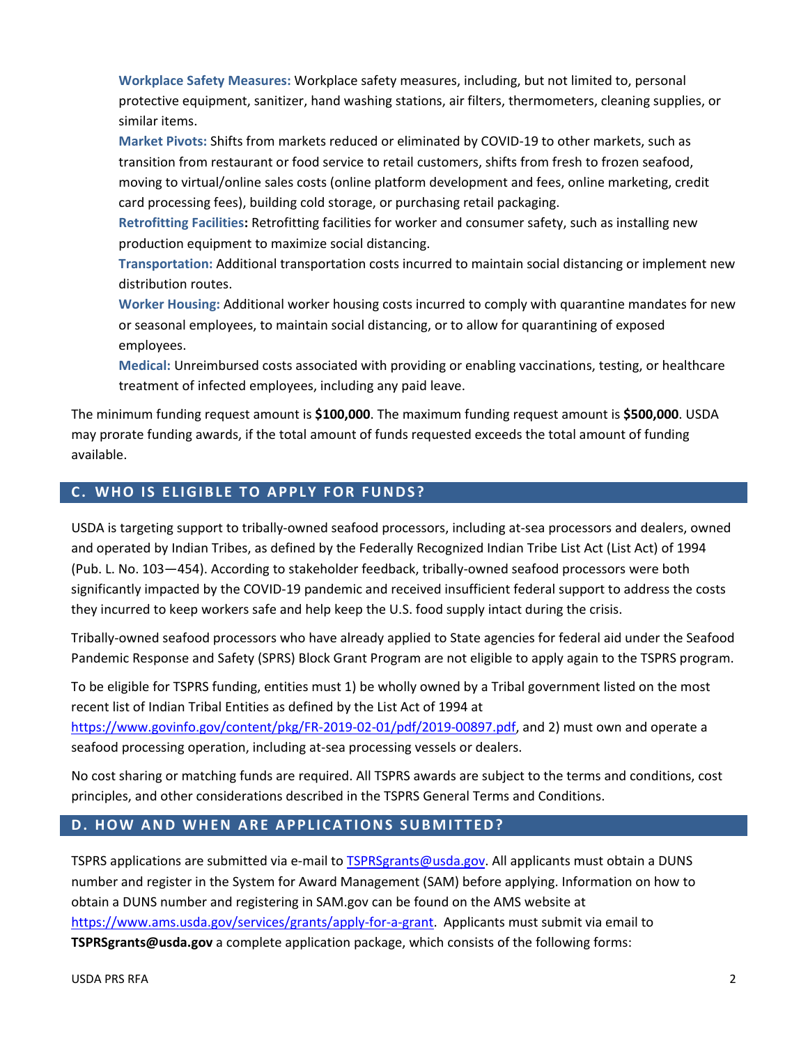**Workplace Safety Measures:** Workplace safety measures, including, but not limited to, personal protective equipment, sanitizer, hand washing stations, air filters, thermometers, cleaning supplies, or similar items.

**Market Pivots:** Shifts from markets reduced or eliminated by COVID-19 to other markets, such as transition from restaurant or food service to retail customers, shifts from fresh to frozen seafood, moving to virtual/online sales costs (online platform development and fees, online marketing, credit card processing fees), building cold storage, or purchasing retail packaging.

**Retrofitting Facilities:** Retrofitting facilities for worker and consumer safety, such as installing new production equipment to maximize social distancing.

**Transportation:** Additional transportation costs incurred to maintain social distancing or implement new distribution routes.

**Worker Housing:** Additional worker housing costs incurred to comply with quarantine mandates for new or seasonal employees, to maintain social distancing, or to allow for quarantining of exposed employees.

**Medical:** Unreimbursed costs associated with providing or enabling vaccinations, testing, or healthcare treatment of infected employees, including any paid leave.

The minimum funding request amount is **$100,000**. The maximum funding request amount is **$500,000**. USDA may prorate funding awards, if the total amount of funds requested exceeds the total amount of funding available.

## C. WHO IS ELIGIBLE TO APPLY FOR FUNDS?

USDA is targeting support to tribally-owned seafood processors, including at-sea processors and dealers, owned and operated by Indian Tribes, as defined by the Federally Recognized Indian Tribe List Act (List Act) of 1994 (Pub. L. No. 103—454). According to stakeholder feedback, tribally-owned seafood processors were both significantly impacted by the COVID-19 pandemic and received insufficient federal support to address the costs they incurred to keep workers safe and help keep the U.S. food supply intact during the crisis.

Tribally-owned seafood processors who have already applied to State agencies for federal aid under the Seafood Pandemic Response and Safety (SPRS) Block Grant Program are not eligible to apply again to the TSPRS program.

To be eligible for TSPRS funding, entities must 1) be wholly owned by a Tribal government listed on the most recent list of Indian Tribal Entities as defined by the List Act of 1994 at https://www.govinfo.gov/content/pkg/FR-2019-02-01/pdf/2019-00897.pdf, and 2) must own and operate a seafood processing operation, including at-sea processing vessels or dealers.

No cost sharing or matching funds are required. All TSPRS awards are subject to the terms and conditions, cost principles, and other considerations described in the TSPRS General Terms and Conditions.

## D. HOW AND WHEN ARE APPLICATIONS SUBMITTED?

TSPRS applications are submitted via e-mail to TSPRSgrants@usda.gov. All applicants must obtain a DUNS number and register in the System for Award Management (SAM) before applying. Information on how to obtain a DUNS number and registering in SAM.gov can be found on the AMS website at https://www.ams.usda.gov/services/grants/apply-for-a-grant. Applicants must submit via email to **TSPRSgrants@usda.gov** a complete application package, which consists of the following forms: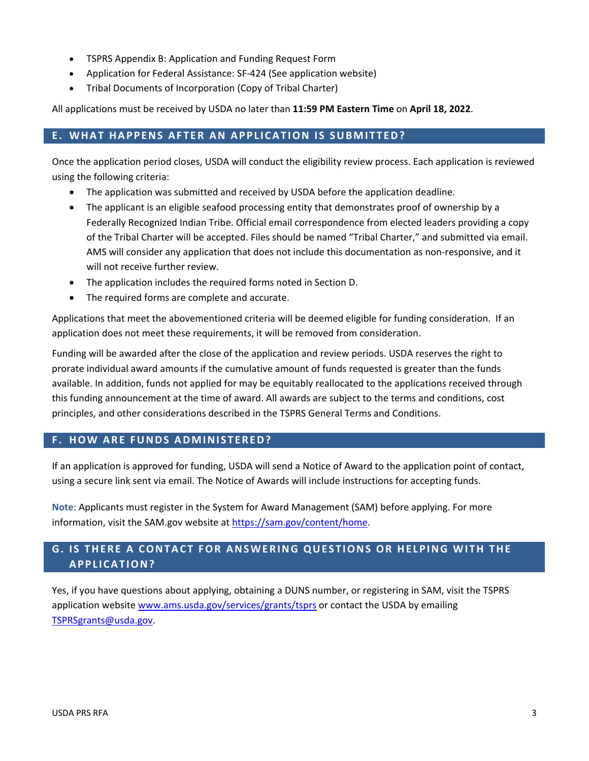- TSPRS Appendix B: Application and Funding Request Form
- Application for Federal Assistance: SF-424 (See application website)
- Tribal Documents of Incorporation (Copy of Tribal Charter)

All applications must be received by USDA no later than **11:59 PM Eastern Time** on **April 18, 2022**.

## E. WHAT HAPPENS AFTER AN APPLICATION IS SUBMITTED?

Once the application period closes, USDA will conduct the eligibility review process. Each application is reviewed using the following criteria:

- The application was submitted and received by USDA before the application deadline.
- The applicant is an eligible seafood processing entity that demonstrates proof of ownership by a Federally Recognized Indian Tribe. Official email correspondence from elected leaders providing a copy of the Tribal Charter will be accepted. Files should be named "Tribal Charter," and submitted via email. AMS will consider any application that does not include this documentation as non-responsive, and it will not receive further review.
- The application includes the required forms noted in Section D.
- The required forms are complete and accurate.

Applications that meet the abovementioned criteria will be deemed eligible for funding consideration. If an application does not meet these requirements, it will be removed from consideration.

Funding will be awarded after the close of the application and review periods. USDA reserves the right to prorate individual award amounts if the cumulative amount of funds requested is greater than the funds available. In addition, funds not applied for may be equitably reallocated to the applications received through this funding announcement at the time of award. All awards are subject to the terms and conditions, cost principles, and other considerations described in the TSPRS General Terms and Conditions.

## F. HOW ARE FUNDS ADMINISTERED?

If an application is approved for funding, USDA will send a Notice of Award to the application point of contact, using a secure link sent via email. The Notice of Awards will include instructions for accepting funds.

**Note**: Applicants must register in the System for Award Management (SAM) before applying. For more information, visit the SAM.gov website at [https://sam.gov/content/home](https://sam.gov/content/home).

## G. IS THERE A CONTACT FOR ANSWERING QUESTIONS OR HELPING WITH THE APPLICATION?

Yes, if you have questions about applying, obtaining a DUNS number, or registering in SAM, visit the TSPRS application website [www.ams.usda.gov/services/grants/tsprs](www.ams.usda.gov/services/grants/tsprs) or contact the USDA by emailing [TSPRSgrants@usda.gov](mailto:TSPRSgrants@usda.gov).